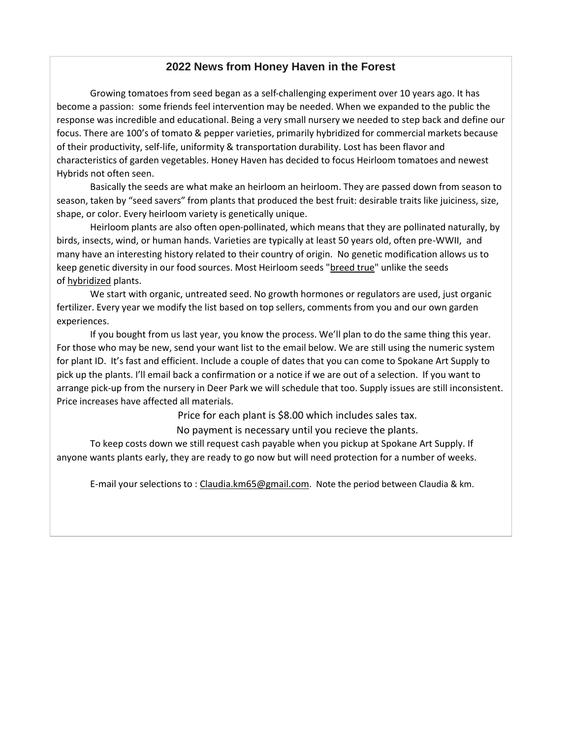## 2022 News from Honey Haven in the Forest

Growing tomatoes from seed began as a self-challenging experiment over 10 years ago. It has become a passion: some friends feel intervention may be needed. When we expanded to the public the response was incredible and educational. Being a very small nursery we needed to step back and define our focus. There are 100's of tomato & pepper varieties, primarily hybridized for commercial markets because of their productivity, self-life, uniformity & transportation durability. Lost has been flavor and characteristics of garden vegetables. Honey Haven has decided to focus Heirloom tomatoes and newest Hybrids not often seen.

Basically the seeds are what make an heirloom an heirloom. They are passed down from season to season, taken by "seed savers" from plants that produced the best fruit: desirable traits like juiciness, size, shape, or color. Every heirloom variety is genetically unique.

Heirloom plants are also often open-pollinated, which means that they are pollinated naturally, by birds, insects, wind, or human hands. Varieties are typically at least 50 years old, often pre-WWII, and many have an interesting history related to their country of origin. No genetic modification allows us to keep genetic diversity in our food sources. Most Heirloom seeds "breed true" unlike the seeds of hybridized plants.

We start with organic, untreated seed. No growth hormones or regulators are used, just organic fertilizer. Every year we modify the list based on top sellers, comments from you and our own garden experiences.

If you bought from us last year, you know the process. We'll plan to do the same thing this year. For those who may be new, send your want list to the email below. We are still using the numeric system for plant ID. It's fast and efficient. Include a couple of dates that you can come to Spokane Art Supply to pick up the plants. I'll email back a confirmation or a notice if we are out of a selection. If you want to arrange pick-up from the nursery in Deer Park we will schedule that too. Supply issues are still inconsistent. Price increases have affected all materials.

Price for each plant is $8.00 which includes sales tax.

No payment is necessary until you recieve the plants.

To keep costs down we still request cash payable when you pickup at Spokane Art Supply. If anyone wants plants early, they are ready to go now but will need protection for a number of weeks.

E-mail your selections to : Claudia.km65@gmail.com. Note the period between Claudia & km.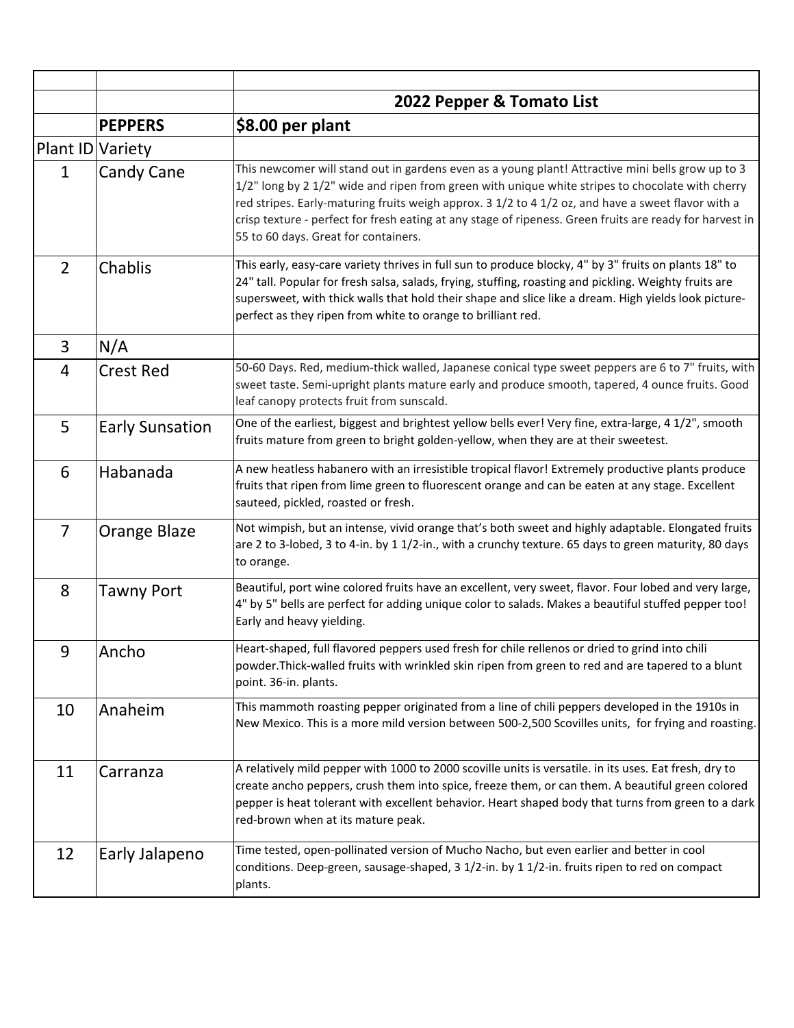| | | |
|---|---|---|
| | | **2022 Pepper & Tomato List** |
| | **PEPPERS** | **$8.00 per plant** |
| Plant ID | Variety | |
| 1 | Candy Cane | This newcomer will stand out in gardens even as a young plant! Attractive mini bells grow up to 3 1/2" long by 2 1/2" wide and ripen from green with unique white stripes to chocolate with cherry red stripes. Early-maturing fruits weigh approx. 3 1/2 to 4 1/2 oz, and have a sweet flavor with a crisp texture - perfect for fresh eating at any stage of ripeness. Green fruits are ready for harvest in 55 to 60 days. Great for containers. |
| 2 | Chablis | This early, easy-care variety thrives in full sun to produce blocky, 4" by 3" fruits on plants 18" to 24" tall. Popular for fresh salsa, salads, frying, stuffing, roasting and pickling. Weighty fruits are supersweet, with thick walls that hold their shape and slice like a dream. High yields look picture-perfect as they ripen from white to orange to brilliant red. |
| 3 | N/A | |
| 4 | Crest Red | 50-60 Days. Red, medium-thick walled, Japanese conical type sweet peppers are 6 to 7" fruits, with sweet taste. Semi-upright plants mature early and produce smooth, tapered, 4 ounce fruits. Good leaf canopy protects fruit from sunscald. |
| 5 | Early Sunsation | One of the earliest, biggest and brightest yellow bells ever! Very fine, extra-large, 4 1/2", smooth fruits mature from green to bright golden-yellow, when they are at their sweetest. |
| 6 | Habanada | A new heatless habanero with an irresistible tropical flavor! Extremely productive plants produce fruits that ripen from lime green to fluorescent orange and can be eaten at any stage. Excellent sauteed, pickled, roasted or fresh. |
| 7 | Orange Blaze | Not wimpish, but an intense, vivid orange that's both sweet and highly adaptable. Elongated fruits are 2 to 3-lobed, 3 to 4-in. by 1 1/2-in., with a crunchy texture. 65 days to green maturity, 80 days to orange. |
| 8 | Tawny Port | Beautiful, port wine colored fruits have an excellent, very sweet, flavor. Four lobed and very large, 4" by 5" bells are perfect for adding unique color to salads. Makes a beautiful stuffed pepper too! Early and heavy yielding. |
| 9 | Ancho | Heart-shaped, full flavored peppers used fresh for chile rellenos or dried to grind into chili powder.Thick-walled fruits with wrinkled skin ripen from green to red and are tapered to a blunt point. 36-in. plants. |
| 10 | Anaheim | This mammoth roasting pepper originated from a line of chili peppers developed in the 1910s in New Mexico. This is a more mild version between 500-2,500 Scovilles units, for frying and roasting. |
| 11 | Carranza | A relatively mild pepper with 1000 to 2000 scoville units is versatile. in its uses. Eat fresh, dry to create ancho peppers, crush them into spice, freeze them, or can them. A beautiful green colored pepper is heat tolerant with excellent behavior. Heart shaped body that turns from green to a dark red-brown when at its mature peak. |
| 12 | Early Jalapeno | Time tested, open-pollinated version of Mucho Nacho, but even earlier and better in cool conditions. Deep-green, sausage-shaped, 3 1/2-in. by 1 1/2-in. fruits ripen to red on compact plants. |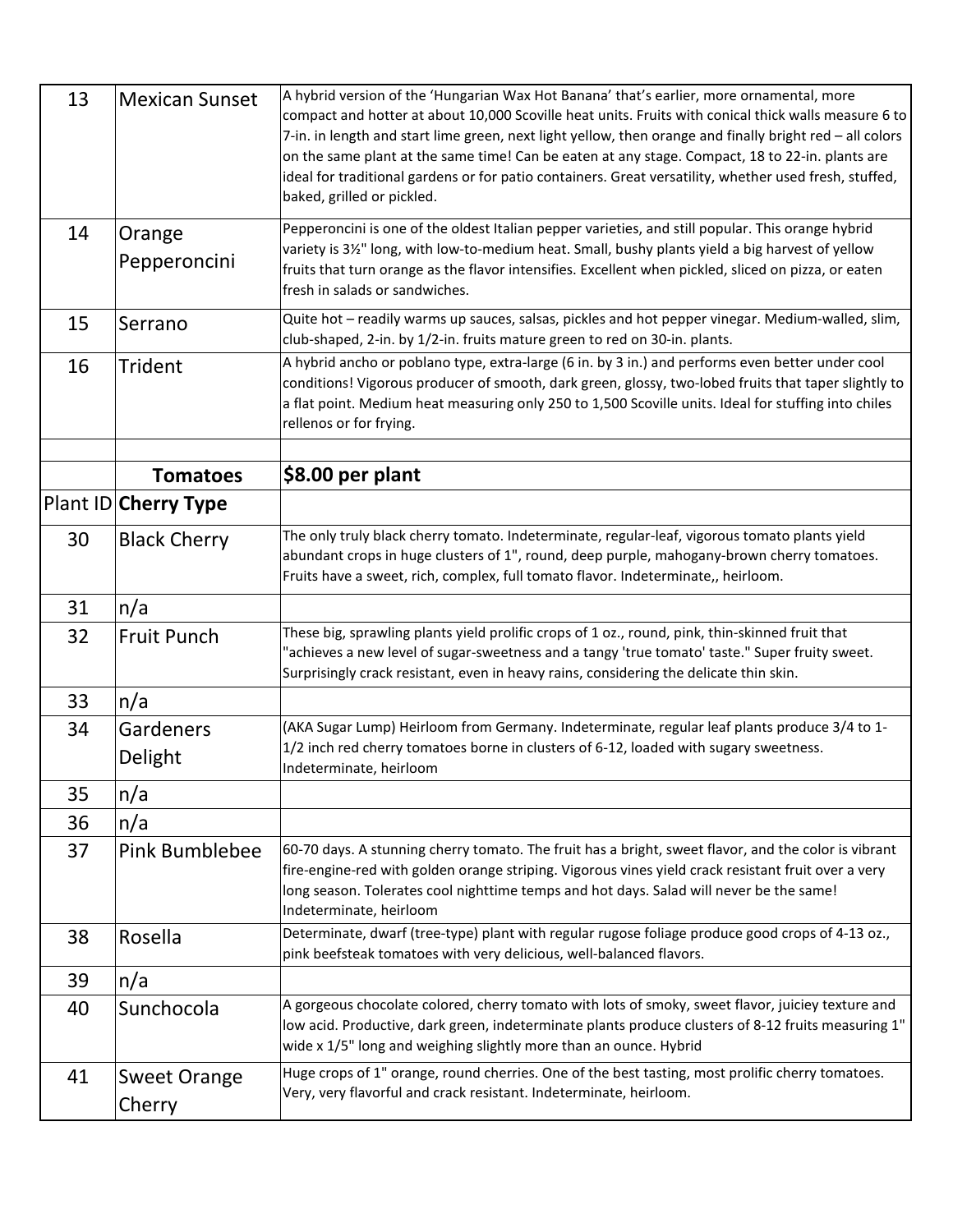| | | |
|---|---|---|
| 13 | Mexican Sunset | A hybrid version of the 'Hungarian Wax Hot Banana' that's earlier, more ornamental, more compact and hotter at about 10,000 Scoville heat units. Fruits with conical thick walls measure 6 to 7-in. in length and start lime green, next light yellow, then orange and finally bright red – all colors on the same plant at the same time! Can be eaten at any stage. Compact, 18 to 22-in. plants are ideal for traditional gardens or for patio containers. Great versatility, whether used fresh, stuffed, baked, grilled or pickled. |
| 14 | Orange Pepperoncini | Pepperoncini is one of the oldest Italian pepper varieties, and still popular. This orange hybrid variety is 3½" long, with low-to-medium heat. Small, bushy plants yield a big harvest of yellow fruits that turn orange as the flavor intensifies. Excellent when pickled, sliced on pizza, or eaten fresh in salads or sandwiches. |
| 15 | Serrano | Quite hot – readily warms up sauces, salsas, pickles and hot pepper vinegar. Medium-walled, slim, club-shaped, 2-in. by 1/2-in. fruits mature green to red on 30-in. plants. |
| 16 | Trident | A hybrid ancho or poblano type, extra-large (6 in. by 3 in.) and performs even better under cool conditions! Vigorous producer of smooth, dark green, glossy, two-lobed fruits that taper slightly to a flat point. Medium heat measuring only 250 to 1,500 Scoville units. Ideal for stuffing into chiles rellenos or for frying. |
| | | |
| | **Tomatoes** | **$8.00 per plant** |
| Plant ID | **Cherry Type** | |
| 30 | Black Cherry | The only truly black cherry tomato. Indeterminate, regular-leaf, vigorous tomato plants yield abundant crops in huge clusters of 1", round, deep purple, mahogany-brown cherry tomatoes. Fruits have a sweet, rich, complex, full tomato flavor. Indeterminate,, heirloom. |
| 31 | n/a | |
| 32 | Fruit Punch | These big, sprawling plants yield prolific crops of 1 oz., round, pink, thin-skinned fruit that "achieves a new level of sugar-sweetness and a tangy 'true tomato' taste." Super fruity sweet. Surprisingly crack resistant, even in heavy rains, considering the delicate thin skin. |
| 33 | n/a | |
| 34 | Gardeners Delight | (AKA Sugar Lump) Heirloom from Germany. Indeterminate, regular leaf plants produce 3/4 to 1-1/2 inch red cherry tomatoes borne in clusters of 6-12, loaded with sugary sweetness. Indeterminate, heirloom |
| 35 | n/a | |
| 36 | n/a | |
| 37 | Pink Bumblebee | 60-70 days. A stunning cherry tomato. The fruit has a bright, sweet flavor, and the color is vibrant fire-engine-red with golden orange striping. Vigorous vines yield crack resistant fruit over a very long season. Tolerates cool nighttime temps and hot days. Salad will never be the same! Indeterminate, heirloom |
| 38 | Rosella | Determinate, dwarf (tree-type) plant with regular rugose foliage produce good crops of 4-13 oz., pink beefsteak tomatoes with very delicious, well-balanced flavors. |
| 39 | n/a | |
| 40 | Sunchocola | A gorgeous chocolate colored, cherry tomato with lots of smoky, sweet flavor, juiciey texture and low acid. Productive, dark green, indeterminate plants produce clusters of 8-12 fruits measuring 1" wide x 1/5" long and weighing slightly more than an ounce. Hybrid |
| 41 | Sweet Orange Cherry | Huge crops of 1" orange, round cherries. One of the best tasting, most prolific cherry tomatoes. Very, very flavorful and crack resistant. Indeterminate, heirloom. |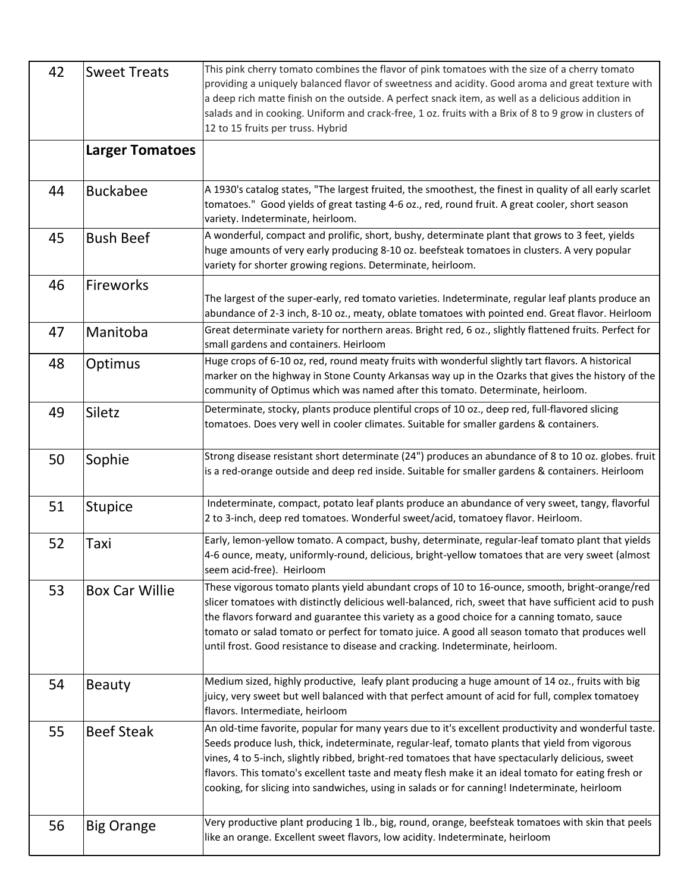| | | |
|---|---|---|
| 42 | Sweet Treats | This pink cherry tomato combines the flavor of pink tomatoes with the size of a cherry tomato providing a uniquely balanced flavor of sweetness and acidity. Good aroma and great texture with a deep rich matte finish on the outside. A perfect snack item, as well as a delicious addition in salads and in cooking. Uniform and crack-free, 1 oz. fruits with a Brix of 8 to 9 grow in clusters of 12 to 15 fruits per truss. Hybrid |
| | **Larger Tomatoes** | |
| 44 | Buckabee | A 1930's catalog states, "The largest fruited, the smoothest, the finest in quality of all early scarlet tomatoes." Good yields of great tasting 4-6 oz., red, round fruit. A great cooler, short season variety. Indeterminate, heirloom. |
| 45 | Bush Beef | A wonderful, compact and prolific, short, bushy, determinate plant that grows to 3 feet, yields huge amounts of very early producing 8-10 oz. beefsteak tomatoes in clusters. A very popular variety for shorter growing regions. Determinate, heirloom. |
| 46 | Fireworks | The largest of the super-early, red tomato varieties. Indeterminate, regular leaf plants produce an abundance of 2-3 inch, 8-10 oz., meaty, oblate tomatoes with pointed end. Great flavor. Heirloom |
| 47 | Manitoba | Great determinate variety for northern areas. Bright red, 6 oz., slightly flattened fruits. Perfect for small gardens and containers. Heirloom |
| 48 | Optimus | Huge crops of 6-10 oz, red, round meaty fruits with wonderful slightly tart flavors. A historical marker on the highway in Stone County Arkansas way up in the Ozarks that gives the history of the community of Optimus which was named after this tomato. Determinate, heirloom. |
| 49 | Siletz | Determinate, stocky, plants produce plentiful crops of 10 oz., deep red, full-flavored slicing tomatoes. Does very well in cooler climates. Suitable for smaller gardens & containers. |
| 50 | Sophie | Strong disease resistant short determinate (24") produces an abundance of 8 to 10 oz. globes. fruit is a red-orange outside and deep red inside. Suitable for smaller gardens & containers. Heirloom |
| 51 | Stupice | Indeterminate, compact, potato leaf plants produce an abundance of very sweet, tangy, flavorful 2 to 3-inch, deep red tomatoes. Wonderful sweet/acid, tomatoey flavor. Heirloom. |
| 52 | Taxi | Early, lemon-yellow tomato. A compact, bushy, determinate, regular-leaf tomato plant that yields 4-6 ounce, meaty, uniformly-round, delicious, bright-yellow tomatoes that are very sweet (almost seem acid-free). Heirloom |
| 53 | Box Car Willie | These vigorous tomato plants yield abundant crops of 10 to 16-ounce, smooth, bright-orange/red slicer tomatoes with distinctly delicious well-balanced, rich, sweet that have sufficient acid to push the flavors forward and guarantee this variety as a good choice for a canning tomato, sauce tomato or salad tomato or perfect for tomato juice. A good all season tomato that produces well until frost. Good resistance to disease and cracking. Indeterminate, heirloom. |
| 54 | Beauty | Medium sized, highly productive, leafy plant producing a huge amount of 14 oz., fruits with big juicy, very sweet but well balanced with that perfect amount of acid for full, complex tomatoey flavors. Intermediate, heirloom |
| 55 | Beef Steak | An old-time favorite, popular for many years due to it's excellent productivity and wonderful taste. Seeds produce lush, thick, indeterminate, regular-leaf, tomato plants that yield from vigorous vines, 4 to 5-inch, slightly ribbed, bright-red tomatoes that have spectacularly delicious, sweet flavors. This tomato's excellent taste and meaty flesh make it an ideal tomato for eating fresh or cooking, for slicing into sandwiches, using in salads or for canning! Indeterminate, heirloom |
| 56 | Big Orange | Very productive plant producing 1 lb., big, round, orange, beefsteak tomatoes with skin that peels like an orange. Excellent sweet flavors, low acidity. Indeterminate, heirloom |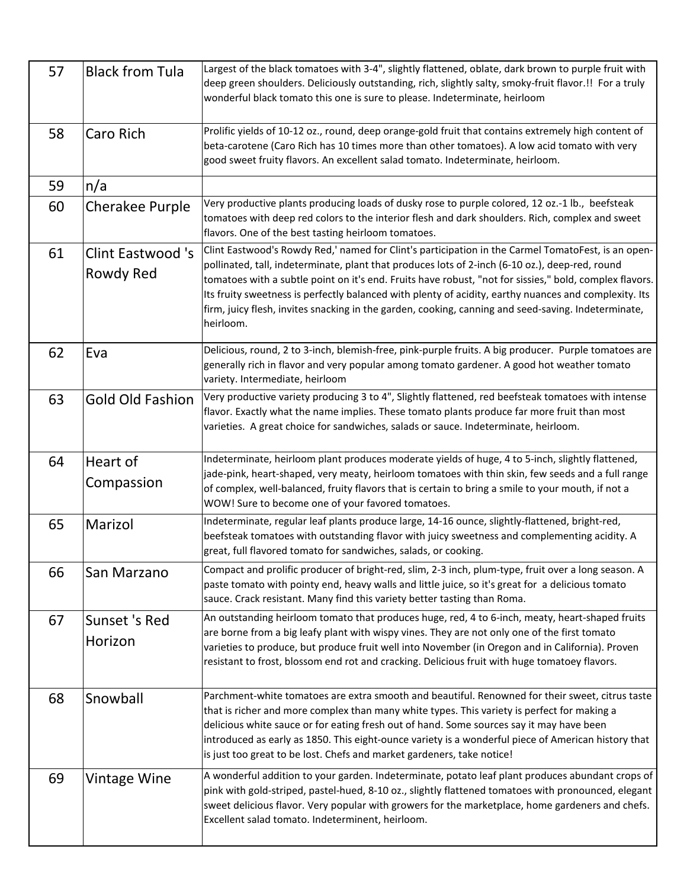| | | |
|---|---|---|
| 57 | Black from Tula | Largest of the black tomatoes with 3-4", slightly flattened, oblate, dark brown to purple fruit with deep green shoulders. Deliciously outstanding, rich, slightly salty, smoky-fruit flavor.!! For a truly wonderful black tomato this one is sure to please. Indeterminate, heirloom |
| 58 | Caro Rich | Prolific yields of 10-12 oz., round, deep orange-gold fruit that contains extremely high content of beta-carotene (Caro Rich has 10 times more than other tomatoes). A low acid tomato with very good sweet fruity flavors. An excellent salad tomato. Indeterminate, heirloom. |
| 59 | n/a | |
| 60 | Cherakee Purple | Very productive plants producing loads of dusky rose to purple colored, 12 oz.-1 lb., beefsteak tomatoes with deep red colors to the interior flesh and dark shoulders. Rich, complex and sweet flavors. One of the best tasting heirloom tomatoes. |
| 61 | Clint Eastwood 's Rowdy Red | Clint Eastwood's Rowdy Red,' named for Clint's participation in the Carmel TomatoFest, is an open-pollinated, tall, indeterminate, plant that produces lots of 2-inch (6-10 oz.), deep-red, round tomatoes with a subtle point on it's end. Fruits have robust, "not for sissies," bold, complex flavors. Its fruity sweetness is perfectly balanced with plenty of acidity, earthy nuances and complexity. Its firm, juicy flesh, invites snacking in the garden, cooking, canning and seed-saving. Indeterminate, heirloom. |
| 62 | Eva | Delicious, round, 2 to 3-inch, blemish-free, pink-purple fruits. A big producer. Purple tomatoes are generally rich in flavor and very popular among tomato gardener. A good hot weather tomato variety. Intermediate, heirloom |
| 63 | Gold Old Fashion | Very productive variety producing 3 to 4", Slightly flattened, red beefsteak tomatoes with intense flavor. Exactly what the name implies. These tomato plants produce far more fruit than most varieties. A great choice for sandwiches, salads or sauce. Indeterminate, heirloom. |
| 64 | Heart of Compassion | Indeterminate, heirloom plant produces moderate yields of huge, 4 to 5-inch, slightly flattened, jade-pink, heart-shaped, very meaty, heirloom tomatoes with thin skin, few seeds and a full range of complex, well-balanced, fruity flavors that is certain to bring a smile to your mouth, if not a WOW! Sure to become one of your favored tomatoes. |
| 65 | Marizol | Indeterminate, regular leaf plants produce large, 14-16 ounce, slightly-flattened, bright-red, beefsteak tomatoes with outstanding flavor with juicy sweetness and complementing acidity. A great, full flavored tomato for sandwiches, salads, or cooking. |
| 66 | San Marzano | Compact and prolific producer of bright-red, slim, 2-3 inch, plum-type, fruit over a long season. A paste tomato with pointy end, heavy walls and little juice, so it's great for a delicious tomato sauce. Crack resistant. Many find this variety better tasting than Roma. |
| 67 | Sunset 's Red Horizon | An outstanding heirloom tomato that produces huge, red, 4 to 6-inch, meaty, heart-shaped fruits are borne from a big leafy plant with wispy vines. They are not only one of the first tomato varieties to produce, but produce fruit well into November (in Oregon and in California). Proven resistant to frost, blossom end rot and cracking. Delicious fruit with huge tomatoey flavors. |
| 68 | Snowball | Parchment-white tomatoes are extra smooth and beautiful. Renowned for their sweet, citrus taste that is richer and more complex than many white types. This variety is perfect for making a delicious white sauce or for eating fresh out of hand. Some sources say it may have been introduced as early as 1850. This eight-ounce variety is a wonderful piece of American history that is just too great to be lost. Chefs and market gardeners, take notice! |
| 69 | Vintage Wine | A wonderful addition to your garden. Indeterminate, potato leaf plant produces abundant crops of pink with gold-striped, pastel-hued, 8-10 oz., slightly flattened tomatoes with pronounced, elegant sweet delicious flavor. Very popular with growers for the marketplace, home gardeners and chefs. Excellent salad tomato. Indeterminent, heirloom. |